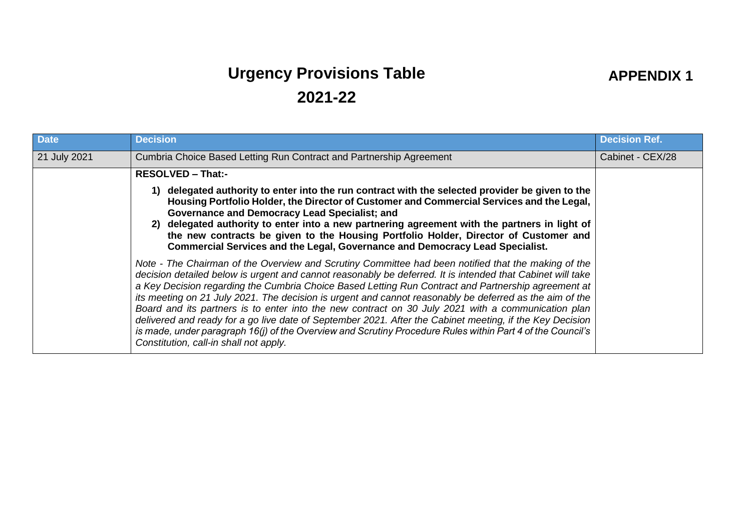# Urgency Provisions Table

**APPENDIX 1**

## 2021-22

| Date | Decision | Decision Ref. |
|---|---|---|
| 21 July 2021 | Cumbria Choice Based Letting Run Contract and Partnership Agreement | Cabinet - CEX/28 |
| | **RESOLVED – That:-**<br><br>**1) delegated authority to enter into the run contract with the selected provider be given to the Housing Portfolio Holder, the Director of Customer and Commercial Services and the Legal, Governance and Democracy Lead Specialist; and**<br>**2) delegated authority to enter into a new partnering agreement with the partners in light of the new contracts be given to the Housing Portfolio Holder, Director of Customer and Commercial Services and the Legal, Governance and Democracy Lead Specialist.**<br><br>*Note - The Chairman of the Overview and Scrutiny Committee had been notified that the making of the decision detailed below is urgent and cannot reasonably be deferred. It is intended that Cabinet will take a Key Decision regarding the Cumbria Choice Based Letting Run Contract and Partnership agreement at its meeting on 21 July 2021. The decision is urgent and cannot reasonably be deferred as the aim of the Board and its partners is to enter into the new contract on 30 July 2021 with a communication plan delivered and ready for a go live date of September 2021. After the Cabinet meeting, if the Key Decision is made, under paragraph 16(j) of the Overview and Scrutiny Procedure Rules within Part 4 of the Council's Constitution, call-in shall not apply.* | |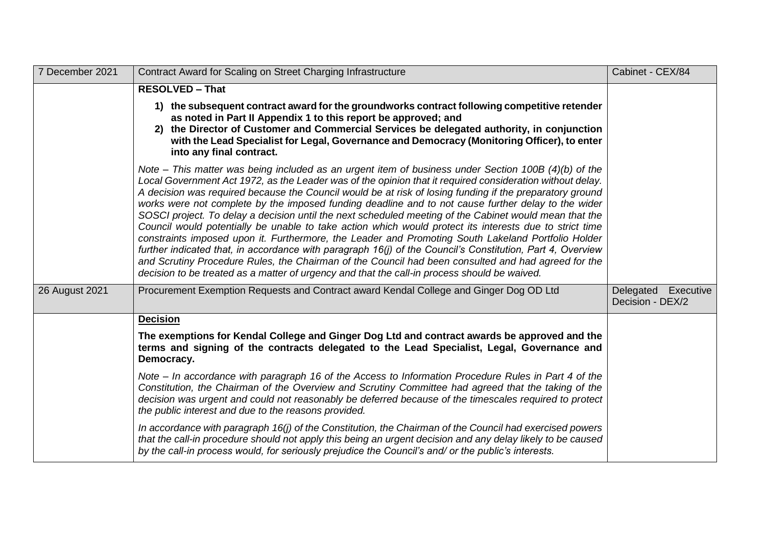| | | |
|---|---|---|
| 7 December 2021 | Contract Award for Scaling on Street Charging Infrastructure | Cabinet - CEX/84 |
| | **RESOLVED – That**<br><br>**1) the subsequent contract award for the groundworks contract following competitive retender as noted in Part II Appendix 1 to this report be approved; and**<br>**2) the Director of Customer and Commercial Services be delegated authority, in conjunction with the Lead Specialist for Legal, Governance and Democracy (Monitoring Officer), to enter into any final contract.**<br><br>*Note – This matter was being included as an urgent item of business under Section 100B (4)(b) of the Local Government Act 1972, as the Leader was of the opinion that it required consideration without delay. A decision was required because the Council would be at risk of losing funding if the preparatory ground works were not complete by the imposed funding deadline and to not cause further delay to the wider SOSCI project. To delay a decision until the next scheduled meeting of the Cabinet would mean that the Council would potentially be unable to take action which would protect its interests due to strict time constraints imposed upon it. Furthermore, the Leader and Promoting South Lakeland Portfolio Holder further indicated that, in accordance with paragraph 16(j) of the Council's Constitution, Part 4, Overview and Scrutiny Procedure Rules, the Chairman of the Council had been consulted and had agreed for the decision to be treated as a matter of urgency and that the call-in process should be waived.* | |
| 26 August 2021 | Procurement Exemption Requests and Contract award Kendal College and Ginger Dog OD Ltd | Delegated Executive Decision - DEX/2 |
| | **Decision**<br><br>**The exemptions for Kendal College and Ginger Dog Ltd and contract awards be approved and the terms and signing of the contracts delegated to the Lead Specialist, Legal, Governance and Democracy.**<br><br>*Note – In accordance with paragraph 16 of the Access to Information Procedure Rules in Part 4 of the Constitution, the Chairman of the Overview and Scrutiny Committee had agreed that the taking of the decision was urgent and could not reasonably be deferred because of the timescales required to protect the public interest and due to the reasons provided.*<br><br>*In accordance with paragraph 16(j) of the Constitution, the Chairman of the Council had exercised powers that the call-in procedure should not apply this being an urgent decision and any delay likely to be caused by the call-in process would, for seriously prejudice the Council's and/ or the public's interests.* | |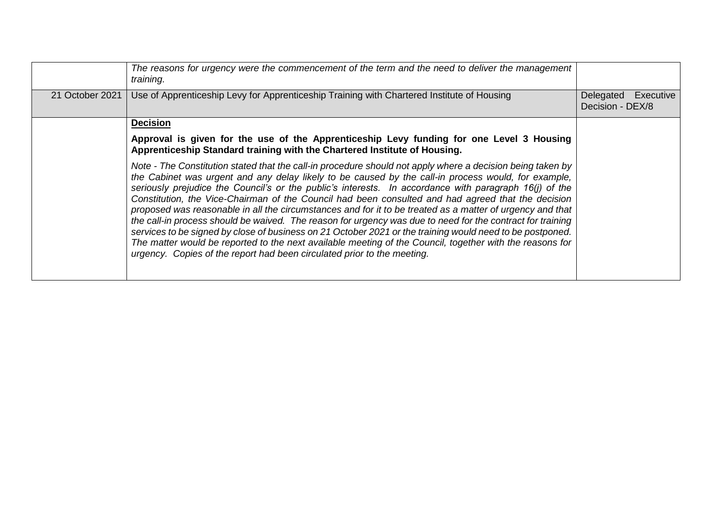| | | |
|---|---|---|
| | *The reasons for urgency were the commencement of the term and the need to deliver the management training.* | |
| 21 October 2021 | Use of Apprenticeship Levy for Apprenticeship Training with Chartered Institute of Housing | Delegated Executive Decision - DEX/8 |
| | **Decision**<br><br>**Approval is given for the use of the Apprenticeship Levy funding for one Level 3 Housing Apprenticeship Standard training with the Chartered Institute of Housing.**<br><br>*Note - The Constitution stated that the call-in procedure should not apply where a decision being taken by the Cabinet was urgent and any delay likely to be caused by the call-in process would, for example, seriously prejudice the Council's or the public's interests. In accordance with paragraph 16(j) of the Constitution, the Vice-Chairman of the Council had been consulted and had agreed that the decision proposed was reasonable in all the circumstances and for it to be treated as a matter of urgency and that the call-in process should be waived. The reason for urgency was due to need for the contract for training services to be signed by close of business on 21 October 2021 or the training would need to be postponed. The matter would be reported to the next available meeting of the Council, together with the reasons for urgency. Copies of the report had been circulated prior to the meeting.* | |